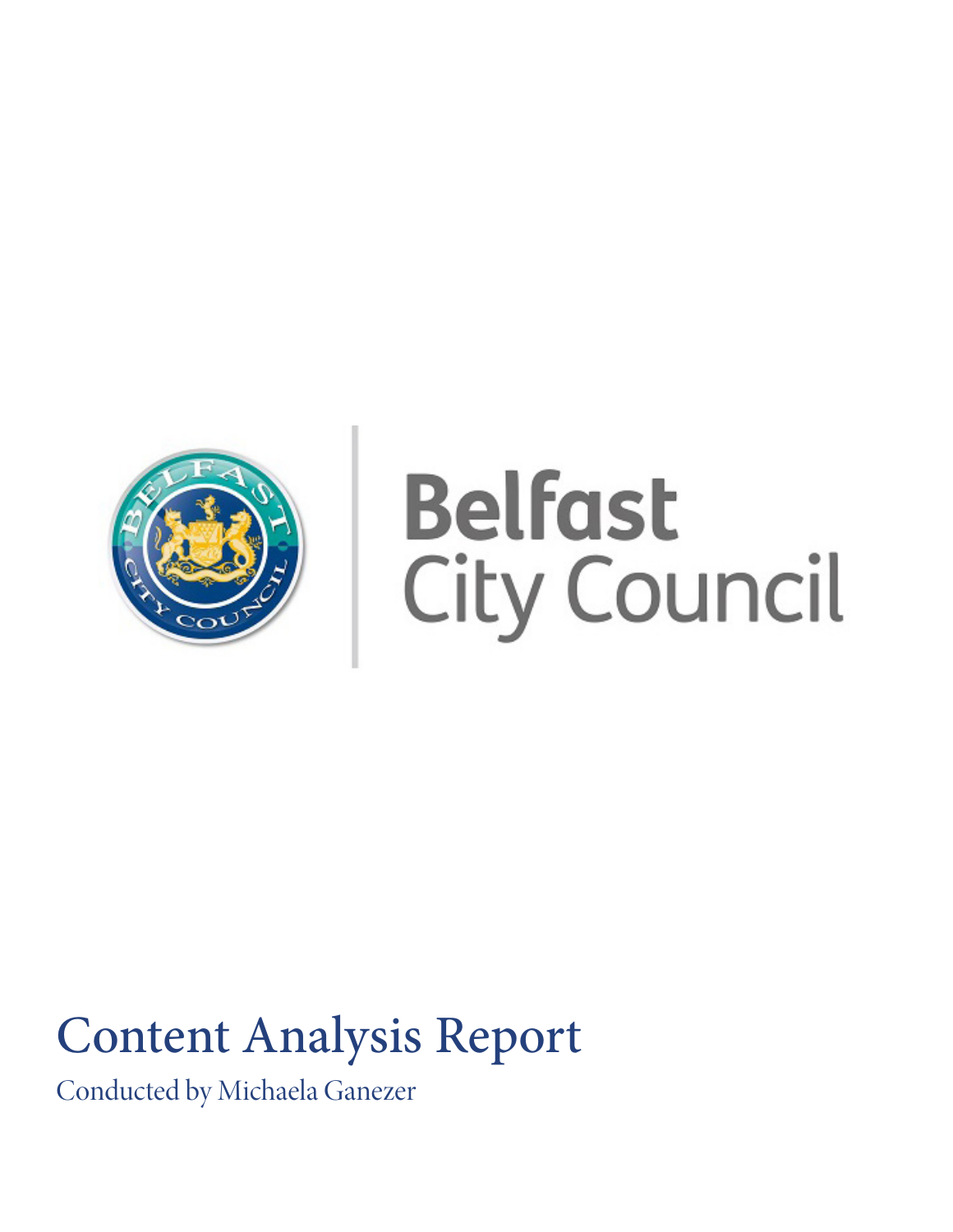Belfast City Council

# Content Analysis Report

Conducted by Michaela Ganezer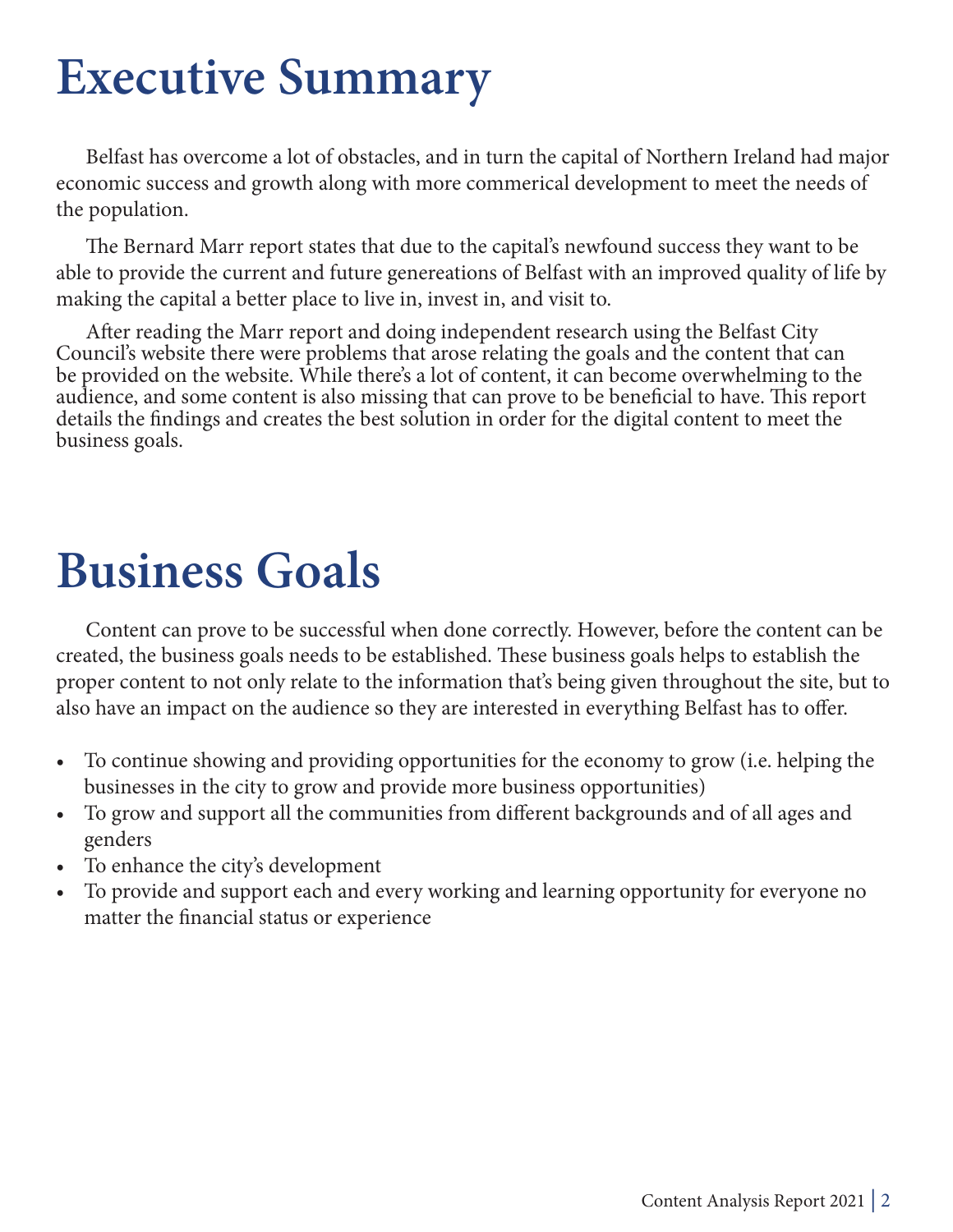# Executive Summary

Belfast has overcome a lot of obstacles, and in turn the capital of Northern Ireland had major economic success and growth along with more commerical development to meet the needs of the population.

The Bernard Marr report states that due to the capital's newfound success they want to be able to provide the current and future genereations of Belfast with an improved quality of life by making the capital a better place to live in, invest in, and visit to.

After reading the Marr report and doing independent research using the Belfast City Council's website there were problems that arose relating the goals and the content that can be provided on the website. While there's a lot of content, it can become overwhelming to the audience, and some content is also missing that can prove to be beneficial to have. This report details the findings and creates the best solution in order for the digital content to meet the business goals.

# Business Goals

Content can prove to be successful when done correctly. However, before the content can be created, the business goals needs to be established. These business goals helps to establish the proper content to not only relate to the information that's being given throughout the site, but to also have an impact on the audience so they are interested in everything Belfast has to offer.

- To continue showing and providing opportunities for the economy to grow (i.e. helping the businesses in the city to grow and provide more business opportunities)
- To grow and support all the communities from different backgrounds and of all ages and genders
- To enhance the city's development
- To provide and support each and every working and learning opportunity for everyone no matter the financial status or experience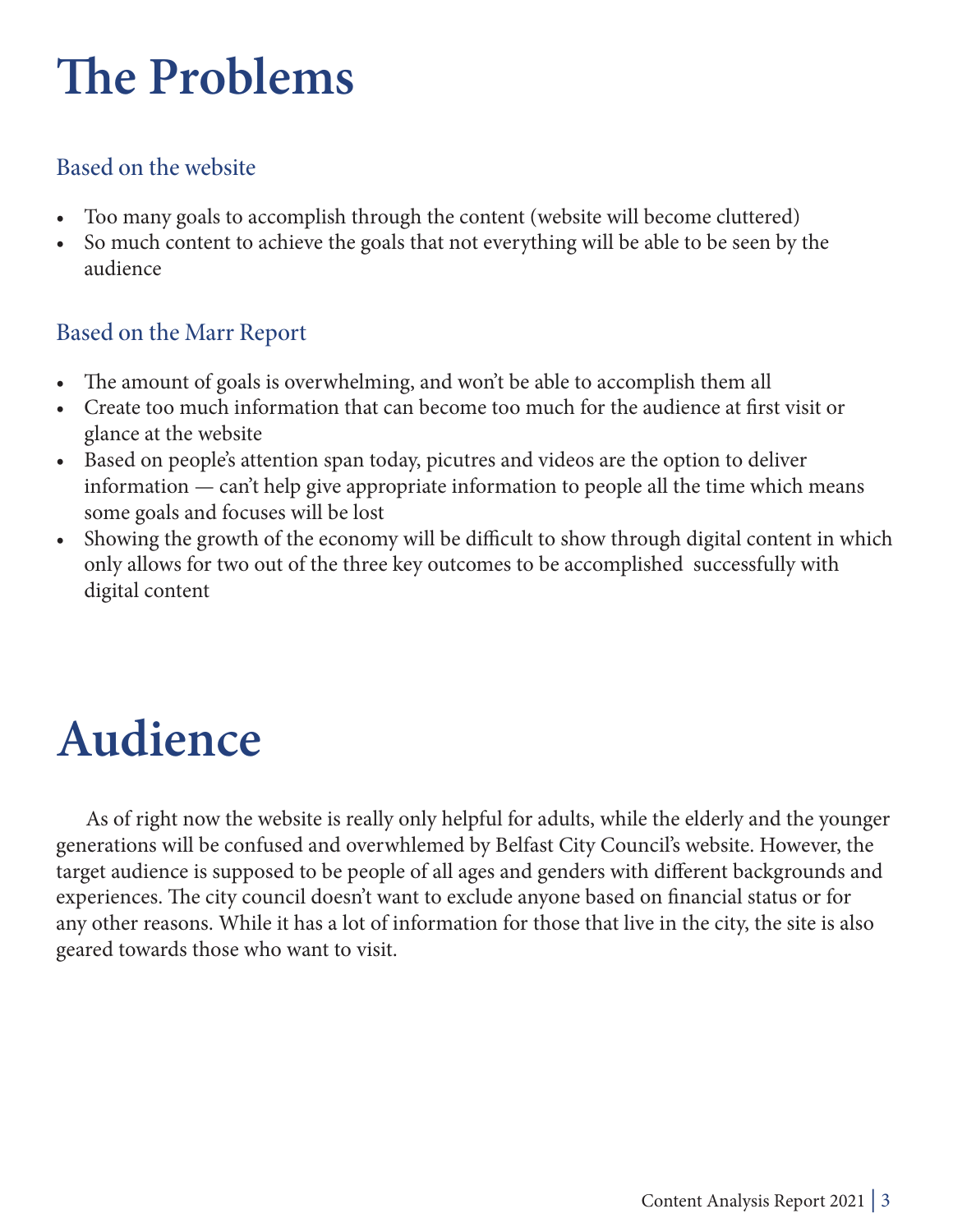# The Problems

## Based on the website

- Too many goals to accomplish through the content (website will become cluttered)
- So much content to achieve the goals that not everything will be able to be seen by the audience

## Based on the Marr Report

- The amount of goals is overwhelming, and won't be able to accomplish them all
- Create too much information that can become too much for the audience at first visit or glance at the website
- Based on people's attention span today, picutres and videos are the option to deliver information — can't help give appropriate information to people all the time which means some goals and focuses will be lost
- Showing the growth of the economy will be difficult to show through digital content in which only allows for two out of the three key outcomes to be accomplished successfully with digital content

# Audience

As of right now the website is really only helpful for adults, while the elderly and the younger generations will be confused and overwhlemed by Belfast City Council's website. However, the target audience is supposed to be people of all ages and genders with different backgrounds and experiences. The city council doesn't want to exclude anyone based on financial status or for any other reasons. While it has a lot of information for those that live in the city, the site is also geared towards those who want to visit.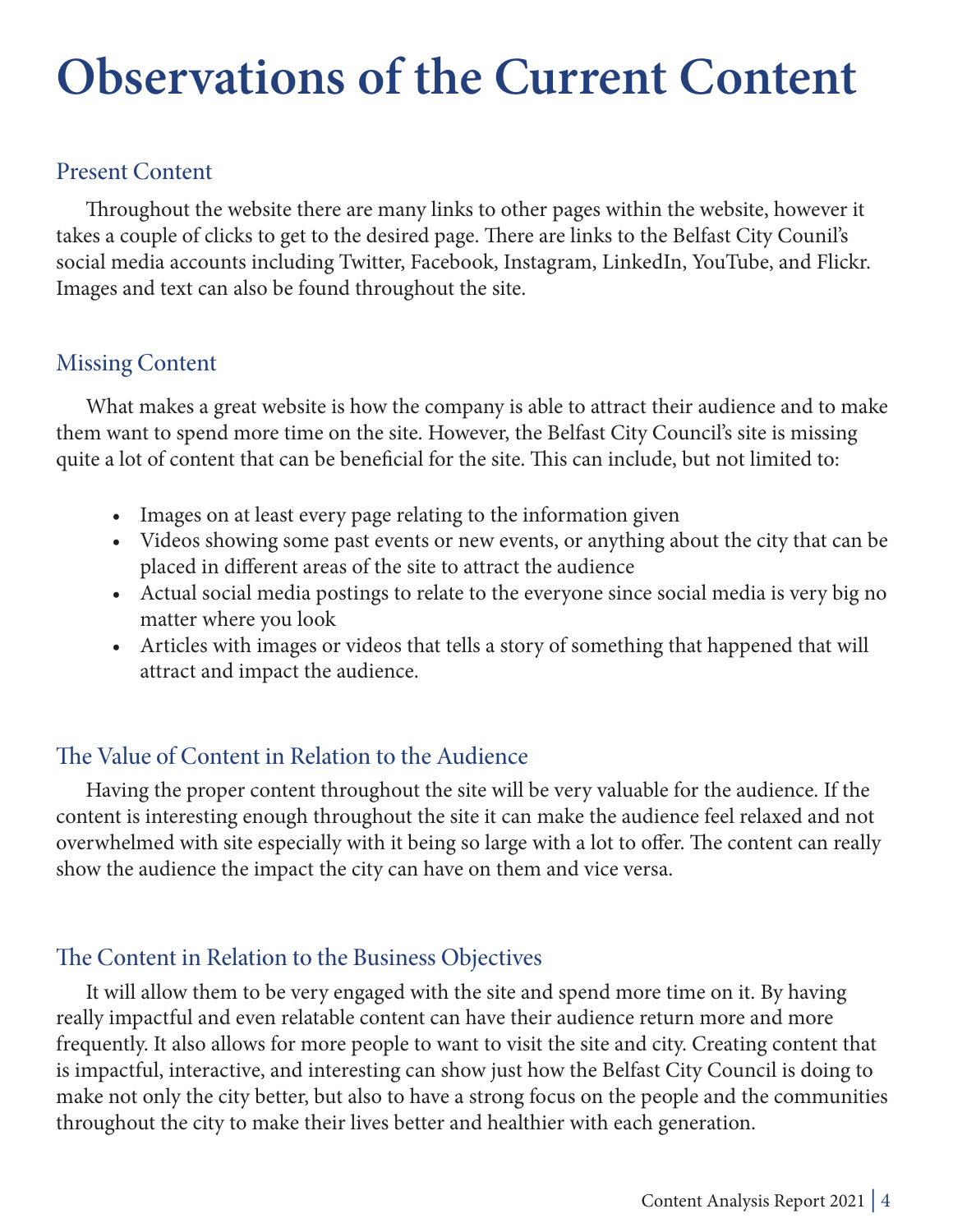# Observations of the Current Content

## Present Content

Throughout the website there are many links to other pages within the website, however it takes a couple of clicks to get to the desired page. There are links to the Belfast City Counil's social media accounts including Twitter, Facebook, Instagram, LinkedIn, YouTube, and Flickr. Images and text can also be found throughout the site.

## Missing Content

What makes a great website is how the company is able to attract their audience and to make them want to spend more time on the site. However, the Belfast City Council's site is missing quite a lot of content that can be beneficial for the site. This can include, but not limited to:

- Images on at least every page relating to the information given
- Videos showing some past events or new events, or anything about the city that can be placed in different areas of the site to attract the audience
- Actual social media postings to relate to the everyone since social media is very big no matter where you look
- Articles with images or videos that tells a story of something that happened that will attract and impact the audience.

## The Value of Content in Relation to the Audience

Having the proper content throughout the site will be very valuable for the audience. If the content is interesting enough throughout the site it can make the audience feel relaxed and not overwhelmed with site especially with it being so large with a lot to offer. The content can really show the audience the impact the city can have on them and vice versa.

## The Content in Relation to the Business Objectives

It will allow them to be very engaged with the site and spend more time on it. By having really impactful and even relatable content can have their audience return more and more frequently. It also allows for more people to want to visit the site and city. Creating content that is impactful, interactive, and interesting can show just how the Belfast City Council is doing to make not only the city better, but also to have a strong focus on the people and the communities throughout the city to make their lives better and healthier with each generation.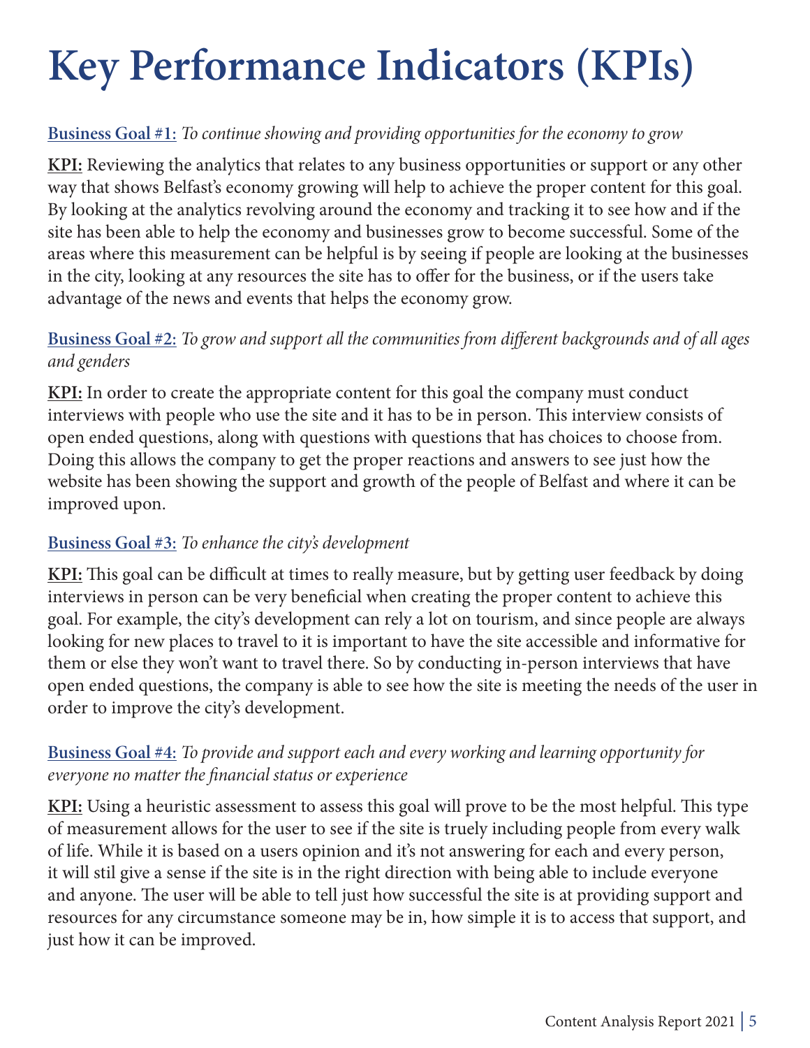# Key Performance Indicators (KPIs)

**Business Goal #1:** *To continue showing and providing opportunities for the economy to grow*

**KPI:** Reviewing the analytics that relates to any business opportunities or support or any other way that shows Belfast's economy growing will help to achieve the proper content for this goal. By looking at the analytics revolving around the economy and tracking it to see how and if the site has been able to help the economy and businesses grow to become successful. Some of the areas where this measurement can be helpful is by seeing if people are looking at the businesses in the city, looking at any resources the site has to offer for the business, or if the users take advantage of the news and events that helps the economy grow.

**Business Goal #2:** *To grow and support all the communities from different backgrounds and of all ages and genders*

**KPI:** In order to create the appropriate content for this goal the company must conduct interviews with people who use the site and it has to be in person. This interview consists of open ended questions, along with questions with questions that has choices to choose from. Doing this allows the company to get the proper reactions and answers to see just how the website has been showing the support and growth of the people of Belfast and where it can be improved upon.

**Business Goal #3:** *To enhance the city's development*

**KPI:** This goal can be difficult at times to really measure, but by getting user feedback by doing interviews in person can be very beneficial when creating the proper content to achieve this goal. For example, the city's development can rely a lot on tourism, and since people are always looking for new places to travel to it is important to have the site accessible and informative for them or else they won't want to travel there. So by conducting in-person interviews that have open ended questions, the company is able to see how the site is meeting the needs of the user in order to improve the city's development.

**Business Goal #4:** *To provide and support each and every working and learning opportunity for everyone no matter the financial status or experience*

**KPI:** Using a heuristic assessment to assess this goal will prove to be the most helpful. This type of measurement allows for the user to see if the site is truely including people from every walk of life. While it is based on a users opinion and it's not answering for each and every person, it will stil give a sense if the site is in the right direction with being able to include everyone and anyone. The user will be able to tell just how successful the site is at providing support and resources for any circumstance someone may be in, how simple it is to access that support, and just how it can be improved.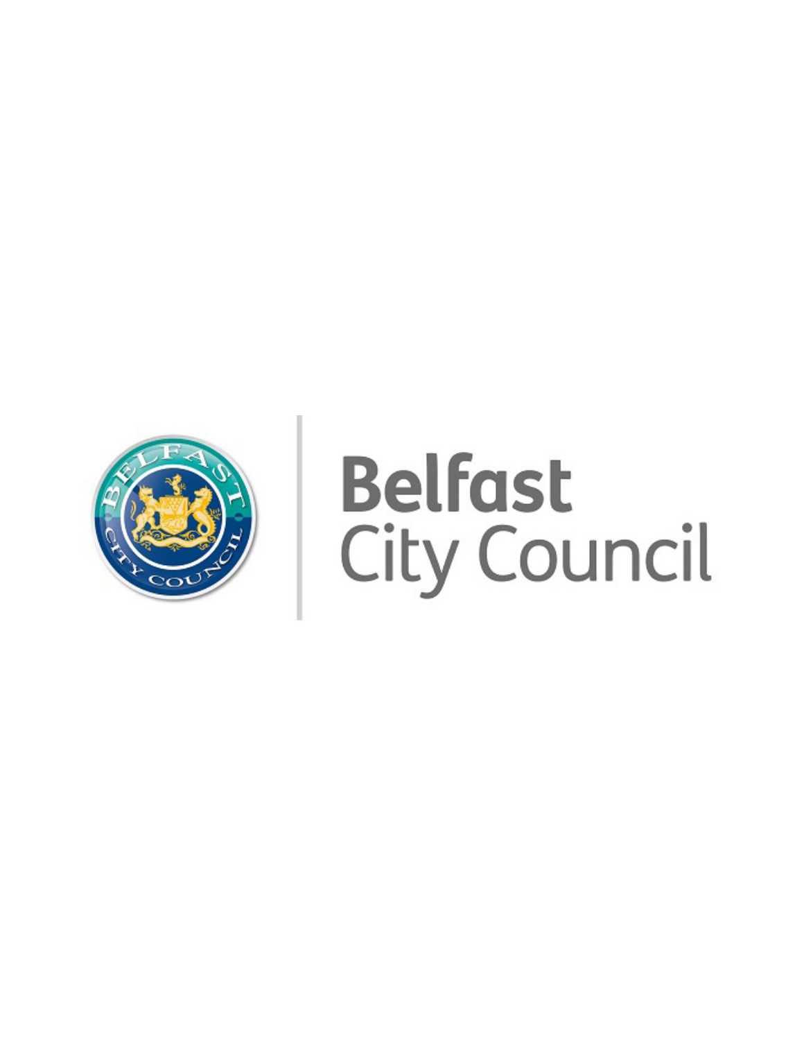Belfast City Council